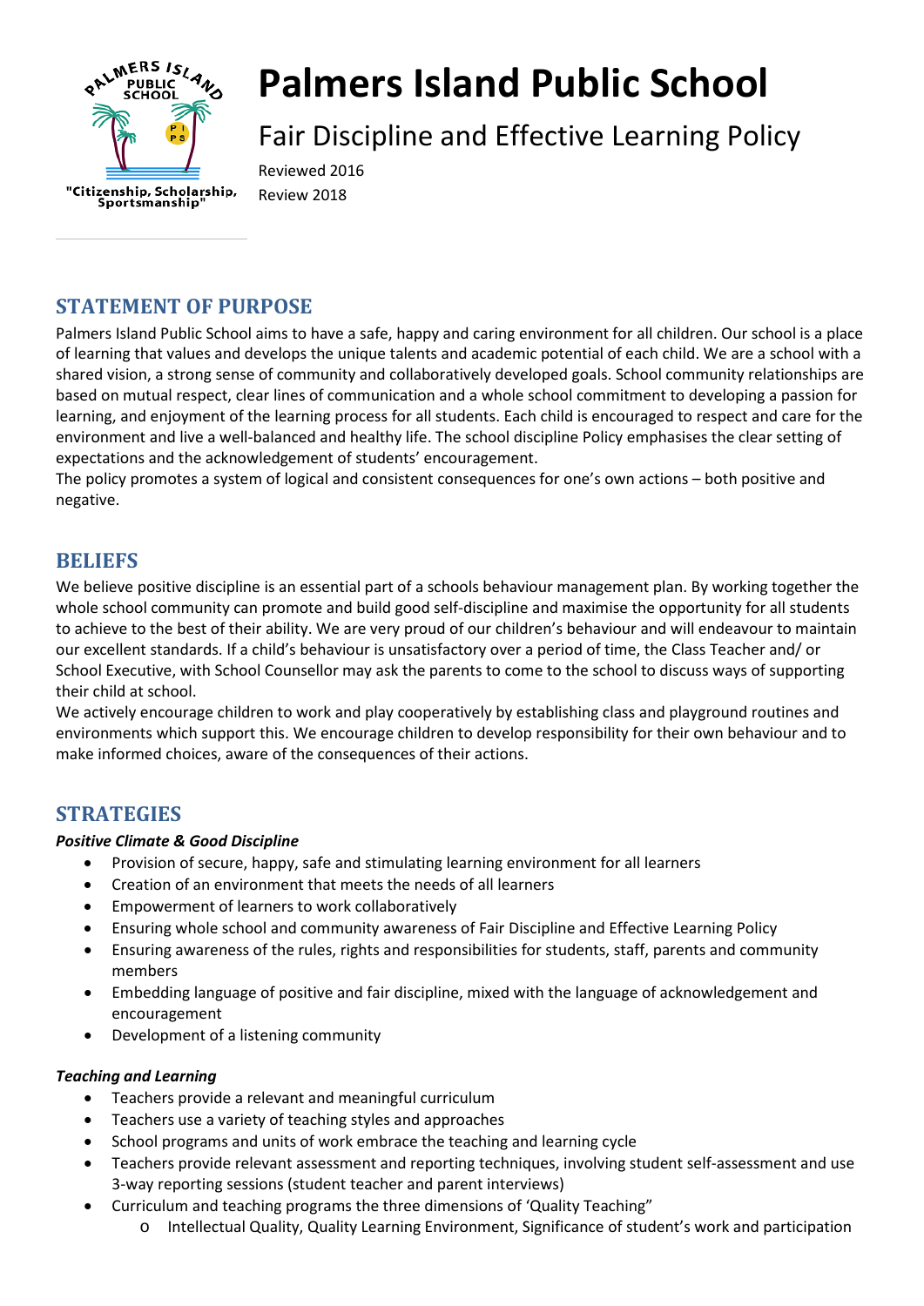# Palmers Island Public School

## Fair Discipline and Effective Learning Policy

Reviewed 2016
Review 2018

"Citizenship, Scholarship, Sportsmanship"

## STATEMENT OF PURPOSE

Palmers Island Public School aims to have a safe, happy and caring environment for all children. Our school is a place of learning that values and develops the unique talents and academic potential of each child. We are a school with a shared vision, a strong sense of community and collaboratively developed goals. School community relationships are based on mutual respect, clear lines of communication and a whole school commitment to developing a passion for learning, and enjoyment of the learning process for all students. Each child is encouraged to respect and care for the environment and live a well-balanced and healthy life. The school discipline Policy emphasises the clear setting of expectations and the acknowledgement of students' encouragement.
The policy promotes a system of logical and consistent consequences for one's own actions – both positive and negative.

## BELIEFS

We believe positive discipline is an essential part of a schools behaviour management plan. By working together the whole school community can promote and build good self-discipline and maximise the opportunity for all students to achieve to the best of their ability. We are very proud of our children's behaviour and will endeavour to maintain our excellent standards. If a child's behaviour is unsatisfactory over a period of time, the Class Teacher and/ or School Executive, with School Counsellor may ask the parents to come to the school to discuss ways of supporting their child at school.
We actively encourage children to work and play cooperatively by establishing class and playground routines and environments which support this. We encourage children to develop responsibility for their own behaviour and to make informed choices, aware of the consequences of their actions.

## STRATEGIES

***Positive Climate & Good Discipline***

- Provision of secure, happy, safe and stimulating learning environment for all learners
- Creation of an environment that meets the needs of all learners
- Empowerment of learners to work collaboratively
- Ensuring whole school and community awareness of Fair Discipline and Effective Learning Policy
- Ensuring awareness of the rules, rights and responsibilities for students, staff, parents and community members
- Embedding language of positive and fair discipline, mixed with the language of acknowledgement and encouragement
- Development of a listening community

***Teaching and Learning***

- Teachers provide a relevant and meaningful curriculum
- Teachers use a variety of teaching styles and approaches
- School programs and units of work embrace the teaching and learning cycle
- Teachers provide relevant assessment and reporting techniques, involving student self-assessment and use 3-way reporting sessions (student teacher and parent interviews)
- Curriculum and teaching programs the three dimensions of 'Quality Teaching"
  - Intellectual Quality, Quality Learning Environment, Significance of student's work and participation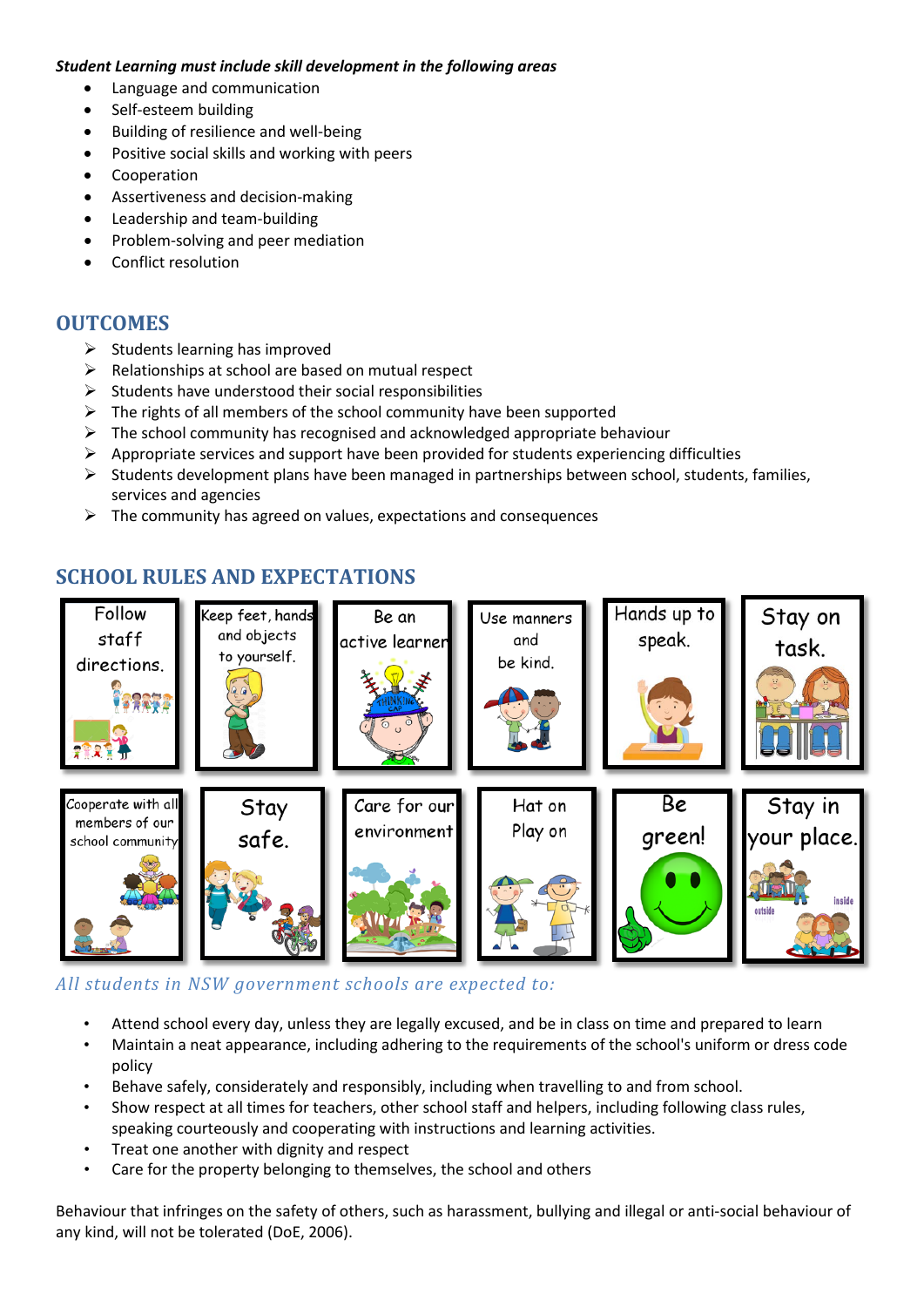***Student Learning must include skill development in the following areas***

- Language and communication
- Self-esteem building
- Building of resilience and well-being
- Positive social skills and working with peers
- Cooperation
- Assertiveness and decision-making
- Leadership and team-building
- Problem-solving and peer mediation
- Conflict resolution

## OUTCOMES

- Students learning has improved
- Relationships at school are based on mutual respect
- Students have understood their social responsibilities
- The rights of all members of the school community have been supported
- The school community has recognised and acknowledged appropriate behaviour
- Appropriate services and support have been provided for students experiencing difficulties
- Students development plans have been managed in partnerships between school, students, families, services and agencies
- The community has agreed on values, expectations and consequences

## SCHOOL RULES AND EXPECTATIONS

Follow staff directions.

Keep feet, hands and objects to yourself.

Be an active learner

Use manners and be kind.

Hands up to speak.

Stay on task.

Cooperate with all members of our school community

Stay safe.

Care for our environment

Hat on Play on

Be green!

Stay in your place.

*All students in NSW government schools are expected to:*

- Attend school every day, unless they are legally excused, and be in class on time and prepared to learn
- Maintain a neat appearance, including adhering to the requirements of the school's uniform or dress code policy
- Behave safely, considerately and responsibly, including when travelling to and from school.
- Show respect at all times for teachers, other school staff and helpers, including following class rules, speaking courteously and cooperating with instructions and learning activities.
- Treat one another with dignity and respect
- Care for the property belonging to themselves, the school and others

Behaviour that infringes on the safety of others, such as harassment, bullying and illegal or anti-social behaviour of any kind, will not be tolerated (DoE, 2006).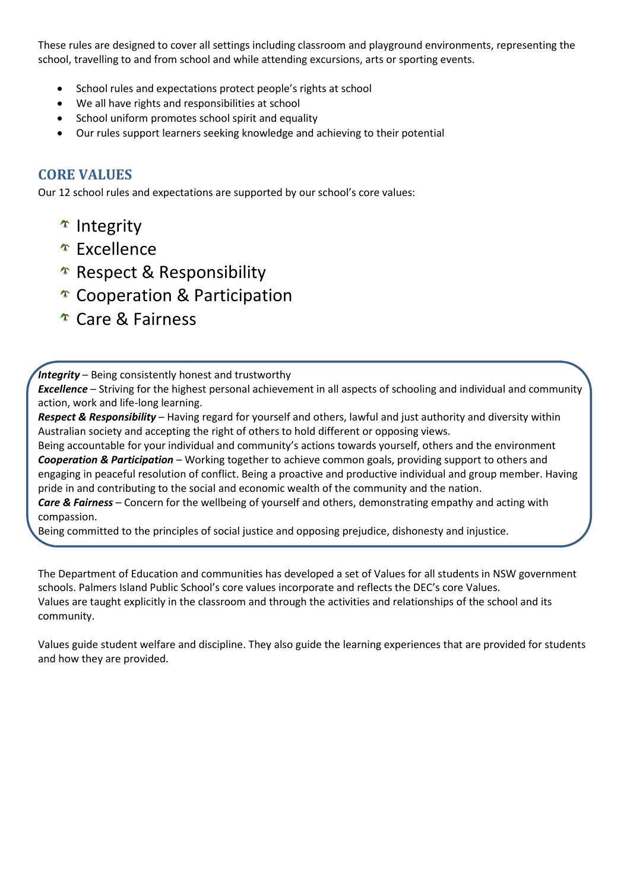These rules are designed to cover all settings including classroom and playground environments, representing the school, travelling to and from school and while attending excursions, arts or sporting events.

- School rules and expectations protect people's rights at school
- We all have rights and responsibilities at school
- School uniform promotes school spirit and equality
- Our rules support learners seeking knowledge and achieving to their potential

## CORE VALUES

Our 12 school rules and expectations are supported by our school's core values:

- Integrity
- Excellence
- Respect & Responsibility
- Cooperation & Participation
- Care & Fairness

***Integrity*** – Being consistently honest and trustworthy
***Excellence*** – Striving for the highest personal achievement in all aspects of schooling and individual and community action, work and life-long learning.
***Respect & Responsibility*** – Having regard for yourself and others, lawful and just authority and diversity within Australian society and accepting the right of others to hold different or opposing views.
Being accountable for your individual and community's actions towards yourself, others and the environment
***Cooperation & Participation*** – Working together to achieve common goals, providing support to others and engaging in peaceful resolution of conflict. Being a proactive and productive individual and group member. Having pride in and contributing to the social and economic wealth of the community and the nation.
***Care & Fairness*** – Concern for the wellbeing of yourself and others, demonstrating empathy and acting with compassion.
Being committed to the principles of social justice and opposing prejudice, dishonesty and injustice.

The Department of Education and communities has developed a set of Values for all students in NSW government schools. Palmers Island Public School's core values incorporate and reflects the DEC's core Values.
Values are taught explicitly in the classroom and through the activities and relationships of the school and its community.

Values guide student welfare and discipline. They also guide the learning experiences that are provided for students and how they are provided.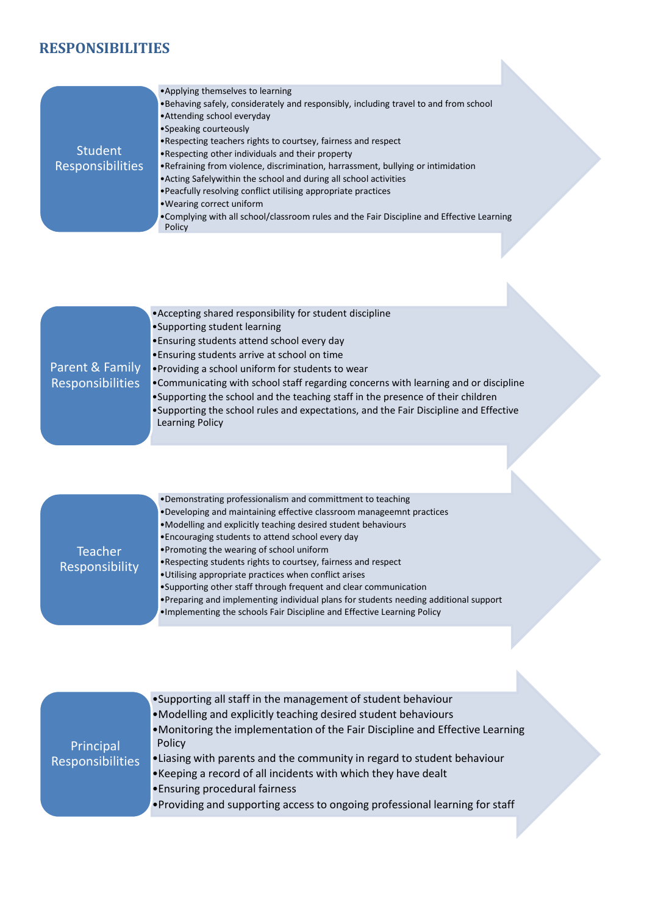# RESPONSIBILITIES

## Student Responsibilities

- Applying themselves to learning
- Behaving safely, considerately and responsibly, including travel to and from school
- Attending school everyday
- Speaking courteously
- Respecting teachers rights to courtsey, fairness and respect
- Respecting other individuals and their property
- Refraining from violence, discrimination, harrassment, bullying or intimidation
- Acting Safelywithin the school and during all school activities
- Peacfully resolving conflict utilising appropriate practices
- Wearing correct uniform
- Complying with all school/classroom rules and the Fair Discipline and Effective Learning Policy

## Parent & Family Responsibilities

- Accepting shared responsibility for student discipline
- Supporting student learning
- Ensuring students attend school every day
- Ensuring students arrive at school on time
- Providing a school uniform for students to wear
- Communicating with school staff regarding concerns with learning and or discipline
- Supporting the school and the teaching staff in the presence of their children
- Supporting the school rules and expectations, and the Fair Discipline and Effective Learning Policy

## Teacher Responsibility

- Demonstrating professionalism and committment to teaching
- Developing and maintaining effective classroom manageemnt practices
- Modelling and explicitly teaching desired student behaviours
- Encouraging students to attend school every day
- Promoting the wearing of school uniform
- Respecting students rights to courtsey, fairness and respect
- Utilising appropriate practices when conflict arises
- Supporting other staff through frequent and clear communication
- Preparing and implementing individual plans for students needing additional support
- Implementing the schools Fair Discipline and Effective Learning Policy

## Principal Responsibilities

- Supporting all staff in the management of student behaviour
- Modelling and explicitly teaching desired student behaviours
- Monitoring the implementation of the Fair Discipline and Effective Learning Policy
- Liasing with parents and the community in regard to student behaviour
- Keeping a record of all incidents with which they have dealt
- Ensuring procedural fairness
- Providing and supporting access to ongoing professional learning for staff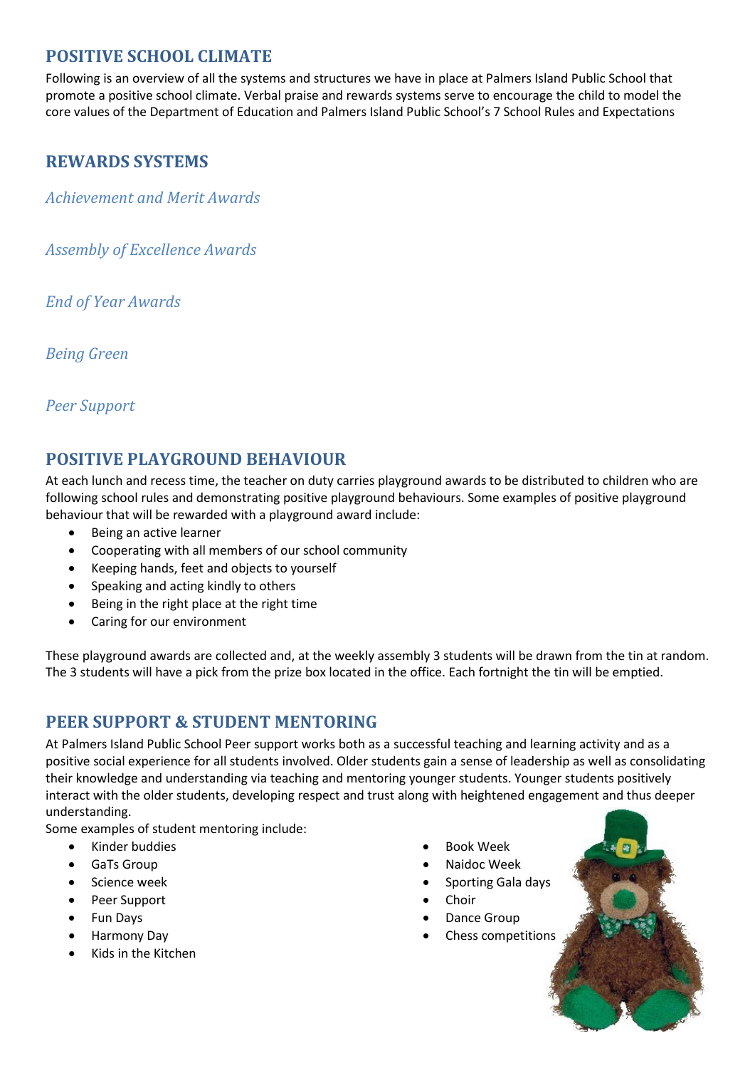## POSITIVE SCHOOL CLIMATE

Following is an overview of all the systems and structures we have in place at Palmers Island Public School that promote a positive school climate. Verbal praise and rewards systems serve to encourage the child to model the core values of the Department of Education and Palmers Island Public School's 7 School Rules and Expectations

## REWARDS SYSTEMS

### *Achievement and Merit Awards*

### *Assembly of Excellence Awards*

### *End of Year Awards*

### *Being Green*

### *Peer Support*

## POSITIVE PLAYGROUND BEHAVIOUR

At each lunch and recess time, the teacher on duty carries playground awards to be distributed to children who are following school rules and demonstrating positive playground behaviours. Some examples of positive playground behaviour that will be rewarded with a playground award include:

- Being an active learner
- Cooperating with all members of our school community
- Keeping hands, feet and objects to yourself
- Speaking and acting kindly to others
- Being in the right place at the right time
- Caring for our environment

These playground awards are collected and, at the weekly assembly 3 students will be drawn from the tin at random. The 3 students will have a pick from the prize box located in the office. Each fortnight the tin will be emptied.

## PEER SUPPORT & STUDENT MENTORING

At Palmers Island Public School Peer support works both as a successful teaching and learning activity and as a positive social experience for all students involved. Older students gain a sense of leadership as well as consolidating their knowledge and understanding via teaching and mentoring younger students. Younger students positively interact with the older students, developing respect and trust along with heightened engagement and thus deeper understanding.

Some examples of student mentoring include:

- Kinder buddies
- GaTs Group
- Science week
- Peer Support
- Fun Days
- Harmony Day
- Kids in the Kitchen
- Book Week
- Naidoc Week
- Sporting Gala days
- Choir
- Dance Group
- Chess competitions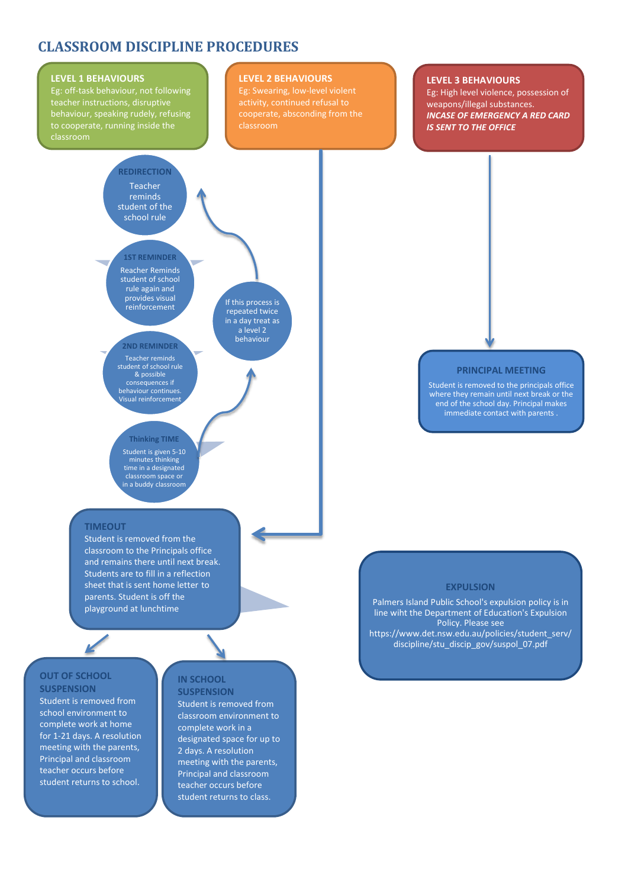# CLASSROOM DISCIPLINE PROCEDURES

### LEVEL 1 BEHAVIOURS

Eg: off-task behaviour, not following teacher instructions, disruptive behaviour, speaking rudely, refusing to cooperate, running inside the classroom

### LEVEL 2 BEHAVIOURS

Eg: Swearing, low-level violent activity, continued refusal to cooperate, absconding from the classroom

### LEVEL 3 BEHAVIOURS

Eg: High level violence, possession of weapons/illegal substances.

***INCASE OF EMERGENCY A RED CARD IS SENT TO THE OFFICE***

**REDIRECTION**

Teacher reminds student of the school rule

**1ST REMINDER**

Reacher Reminds student of school rule again and provides visual reinforcement

**2ND REMINDER**

Teacher reminds student of school rule & possible consequences if behaviour continues. Visual reinforcement

**Thinking TIME**

Student is given 5-10 minutes thinking time in a designated classroom space or in a buddy classroom

If this process is repeated twice in a day treat as a level 2 behaviour

**PRINCIPAL MEETING**

Student is removed to the principals office where they remain until next break or the end of the school day. Principal makes immediate contact with parents .

**TIMEOUT**

Student is removed from the classroom to the Principals office and remains there until next break. Students are to fill in a reflection sheet that is sent home letter to parents. Student is off the playground at lunchtime

**EXPULSION**

Palmers Island Public School's expulsion policy is in line wiht the Department of Education's Expulsion Policy. Please see https://www.det.nsw.edu.au/policies/student_serv/discipline/stu_discip_gov/suspol_07.pdf

**OUT OF SCHOOL SUSPENSION**

Student is removed from school environment to complete work at home for 1-21 days. A resolution meeting with the parents, Principal and classroom teacher occurs before student returns to school.

**IN SCHOOL SUSPENSION**

Student is removed from classroom environment to complete work in a designated space for up to 2 days. A resolution meeting with the parents, Principal and classroom teacher occurs before student returns to class.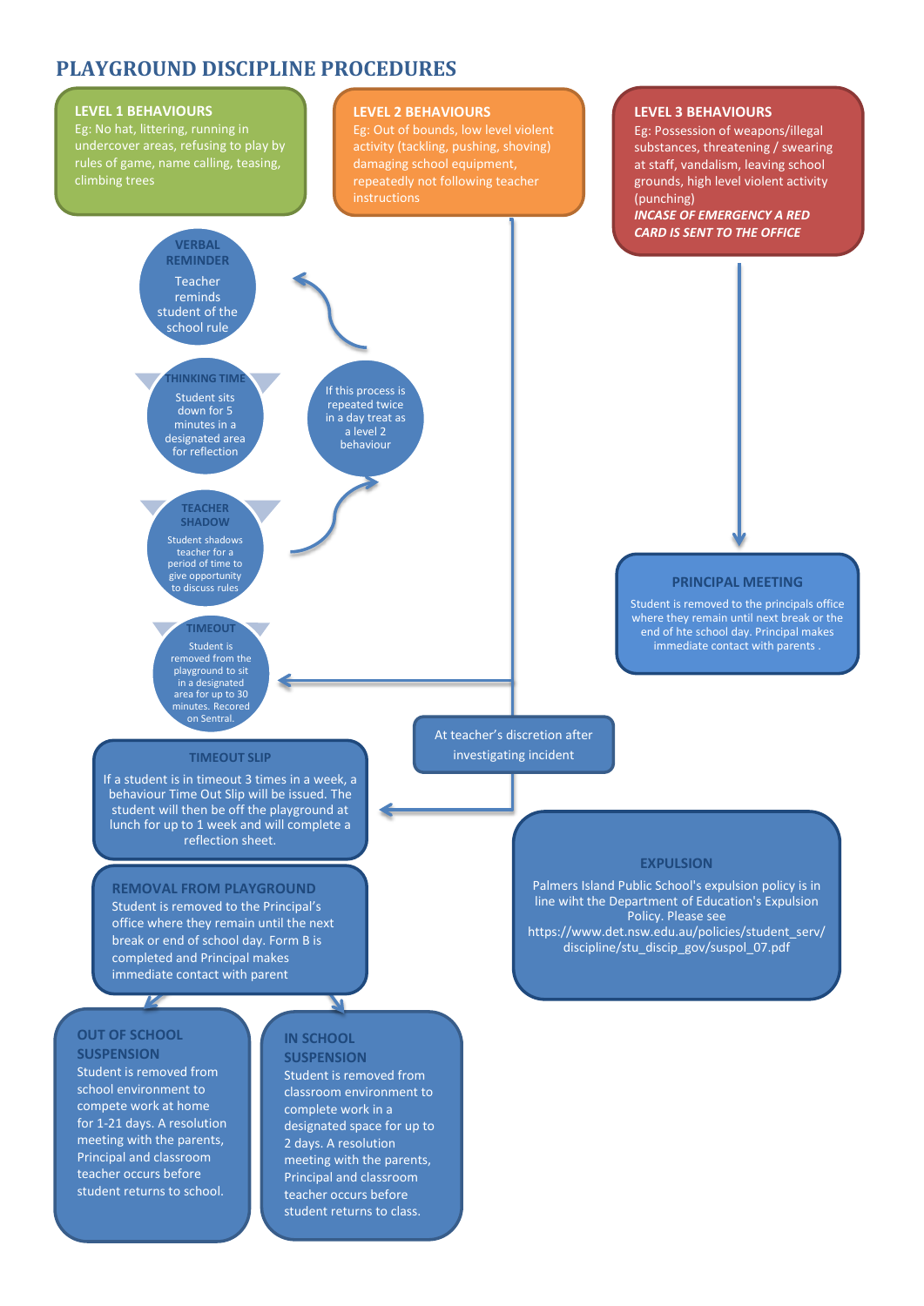# PLAYGROUND DISCIPLINE PROCEDURES

## LEVEL 1 BEHAVIOURS

Eg: No hat, littering, running in undercover areas, refusing to play by rules of game, name calling, teasing, climbing trees

## LEVEL 2 BEHAVIOURS

Eg: Out of bounds, low level violent activity (tackling, pushing, shoving) damaging school equipment, repeatedly not following teacher instructions

## LEVEL 3 BEHAVIOURS

Eg: Possession of weapons/illegal substances, threatening / swearing at staff, vandalism, leaving school grounds, high level violent activity (punching)

***INCASE OF EMERGENCY A RED CARD IS SENT TO THE OFFICE***

### VERBAL REMINDER

Teacher reminds student of the school rule

### THINKING TIME

Student sits down for 5 minutes in a designated area for reflection

### TEACHER SHADOW

Student shadows teacher for a period of time to give opportunity to discuss rules

If this process is repeated twice in a day treat as a level 2 behaviour

### TIMEOUT

Student is removed from the playground to sit in a designated area for up to 30 minutes. Recored on Sentral.

At teacher's discretion after investigating incident

### TIMEOUT SLIP

If a student is in timeout 3 times in a week, a behaviour Time Out Slip will be issued. The student will then be off the playground at lunch for up to 1 week and will complete a reflection sheet.

### REMOVAL FROM PLAYGROUND

Student is removed to the Principal's office where they remain until the next break or end of school day. Form B is completed and Principal makes immediate contact with parent

### OUT OF SCHOOL SUSPENSION

Student is removed from school environment to compete work at home for 1-21 days. A resolution meeting with the parents, Principal and classroom teacher occurs before student returns to school.

### IN SCHOOL SUSPENSION

Student is removed from classroom environment to complete work in a designated space for up to 2 days. A resolution meeting with the parents, Principal and classroom teacher occurs before student returns to class.

### PRINCIPAL MEETING

Student is removed to the principals office where they remain until next break or the end of hte school day. Principal makes immediate contact with parents .

### EXPULSION

Palmers Island Public School's expulsion policy is in line wiht the Department of Education's Expulsion Policy. Please see https://www.det.nsw.edu.au/policies/student_serv/discipline/stu_discip_gov/suspol_07.pdf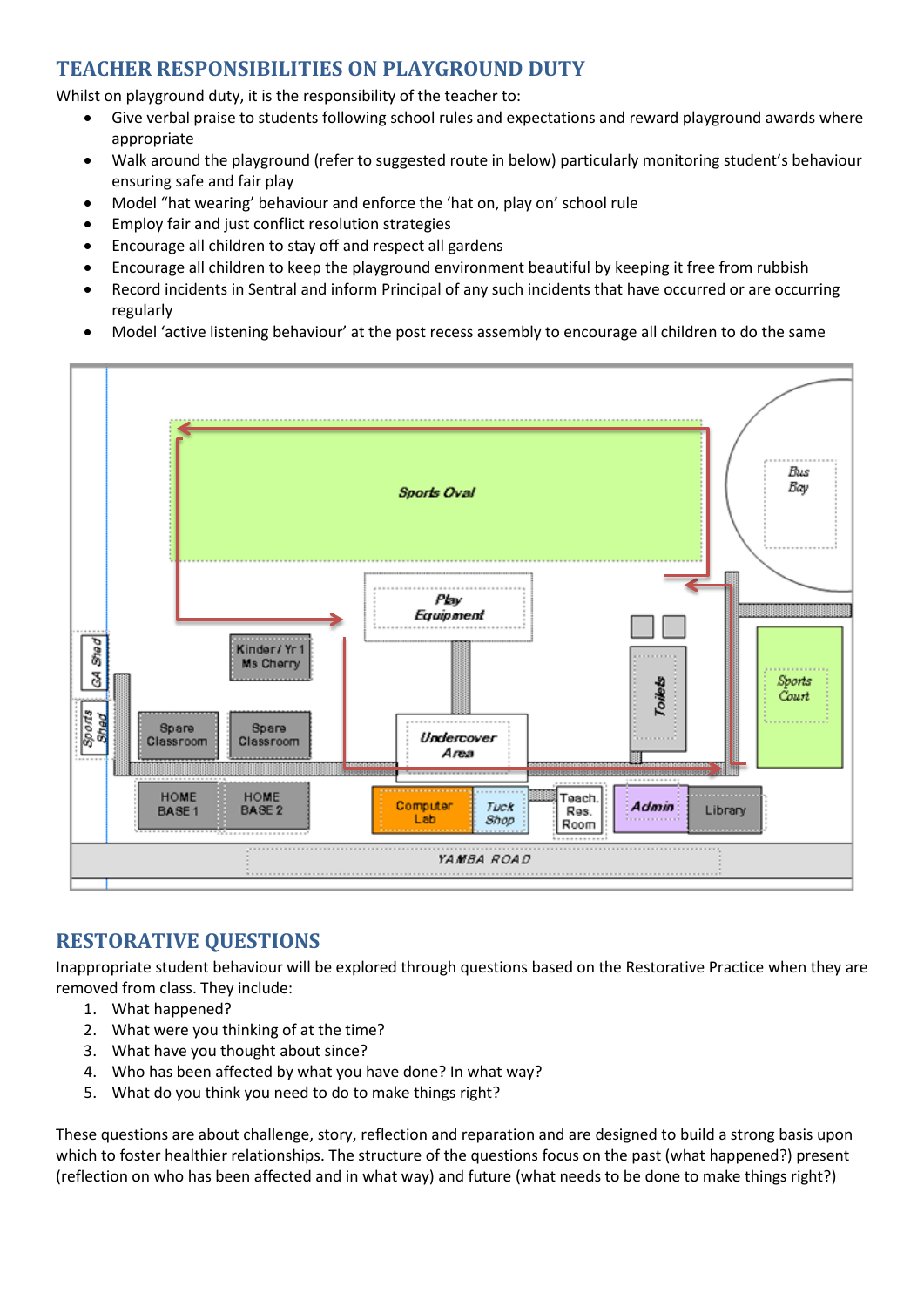## TEACHER RESPONSIBILITIES ON PLAYGROUND DUTY

Whilst on playground duty, it is the responsibility of the teacher to:

- Give verbal praise to students following school rules and expectations and reward playground awards where appropriate
- Walk around the playground (refer to suggested route in below) particularly monitoring student's behaviour ensuring safe and fair play
- Model "hat wearing' behaviour and enforce the 'hat on, play on' school rule
- Employ fair and just conflict resolution strategies
- Encourage all children to stay off and respect all gardens
- Encourage all children to keep the playground environment beautiful by keeping it free from rubbish
- Record incidents in Sentral and inform Principal of any such incidents that have occurred or are occurring regularly
- Model 'active listening behaviour' at the post recess assembly to encourage all children to do the same

## RESTORATIVE QUESTIONS

Inappropriate student behaviour will be explored through questions based on the Restorative Practice when they are removed from class. They include:

1. What happened?
2. What were you thinking of at the time?
3. What have you thought about since?
4. Who has been affected by what you have done? In what way?
5. What do you think you need to do to make things right?

These questions are about challenge, story, reflection and reparation and are designed to build a strong basis upon which to foster healthier relationships. The structure of the questions focus on the past (what happened?) present (reflection on who has been affected and in what way) and future (what needs to be done to make things right?)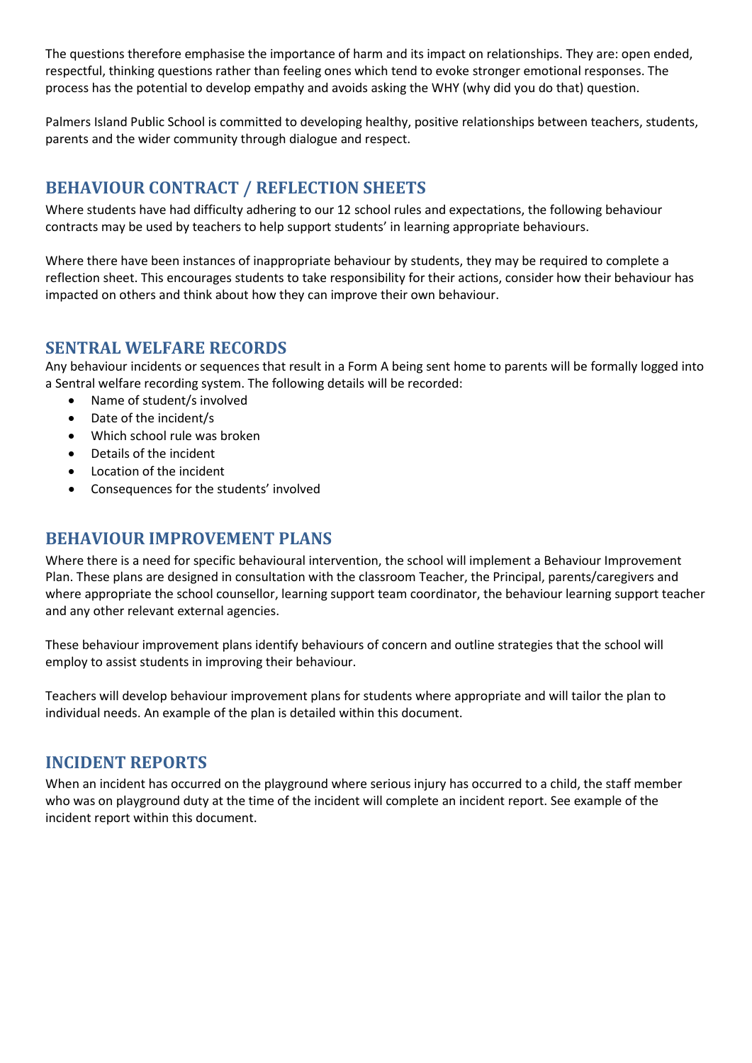The questions therefore emphasise the importance of harm and its impact on relationships. They are: open ended, respectful, thinking questions rather than feeling ones which tend to evoke stronger emotional responses. The process has the potential to develop empathy and avoids asking the WHY (why did you do that) question.

Palmers Island Public School is committed to developing healthy, positive relationships between teachers, students, parents and the wider community through dialogue and respect.

## BEHAVIOUR CONTRACT / REFLECTION SHEETS

Where students have had difficulty adhering to our 12 school rules and expectations, the following behaviour contracts may be used by teachers to help support students' in learning appropriate behaviours.

Where there have been instances of inappropriate behaviour by students, they may be required to complete a reflection sheet. This encourages students to take responsibility for their actions, consider how their behaviour has impacted on others and think about how they can improve their own behaviour.

## SENTRAL WELFARE RECORDS

Any behaviour incidents or sequences that result in a Form A being sent home to parents will be formally logged into a Sentral welfare recording system. The following details will be recorded:

- Name of student/s involved
- Date of the incident/s
- Which school rule was broken
- Details of the incident
- Location of the incident
- Consequences for the students' involved

## BEHAVIOUR IMPROVEMENT PLANS

Where there is a need for specific behavioural intervention, the school will implement a Behaviour Improvement Plan. These plans are designed in consultation with the classroom Teacher, the Principal, parents/caregivers and where appropriate the school counsellor, learning support team coordinator, the behaviour learning support teacher and any other relevant external agencies.

These behaviour improvement plans identify behaviours of concern and outline strategies that the school will employ to assist students in improving their behaviour.

Teachers will develop behaviour improvement plans for students where appropriate and will tailor the plan to individual needs. An example of the plan is detailed within this document.

## INCIDENT REPORTS

When an incident has occurred on the playground where serious injury has occurred to a child, the staff member who was on playground duty at the time of the incident will complete an incident report. See example of the incident report within this document.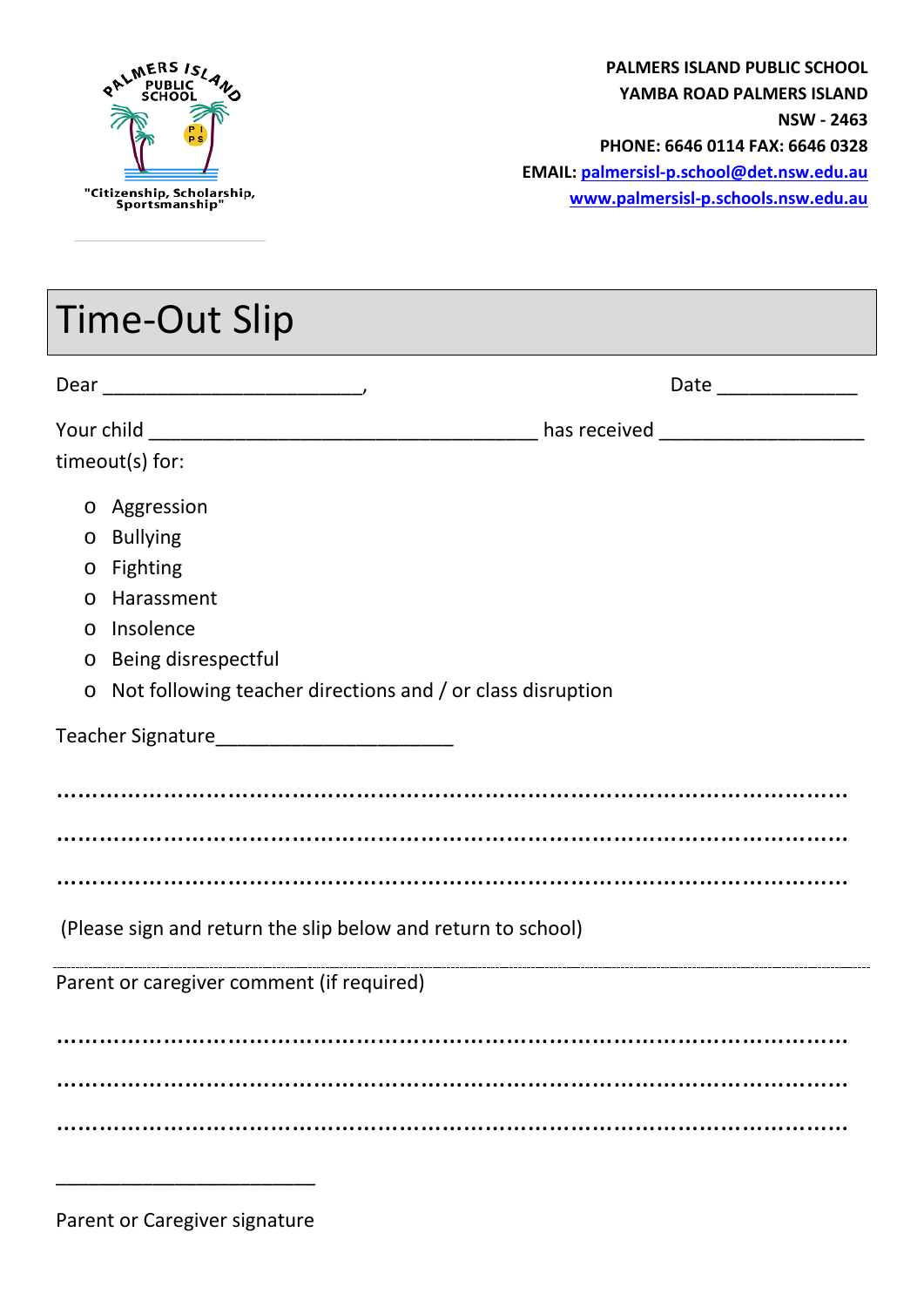"Citizenship, Scholarship, Sportsmanship"

**PALMERS ISLAND PUBLIC SCHOOL**
**YAMBA ROAD PALMERS ISLAND**
**NSW - 2463**
**PHONE: 6646 0114 FAX: 6646 0328**
**EMAIL: palmersisl-p.school@det.nsw.edu.au**
**www.palmersisl-p.schools.nsw.edu.au**

# Time-Out Slip

Dear _______________________, Date _____________

Your child __________________________________ has received __________________ timeout(s) for:

- Aggression
- Bullying
- Fighting
- Harassment
- Insolence
- Being disrespectful
- Not following teacher directions and / or class disruption

Teacher Signature_____________________

.................................................................................................................

.................................................................................................................

.................................................................................................................

(Please sign and return the slip below and return to school)

---

Parent or caregiver comment (if required)

.................................................................................................................

.................................................................................................................

.................................................................................................................

_______________________

Parent or Caregiver signature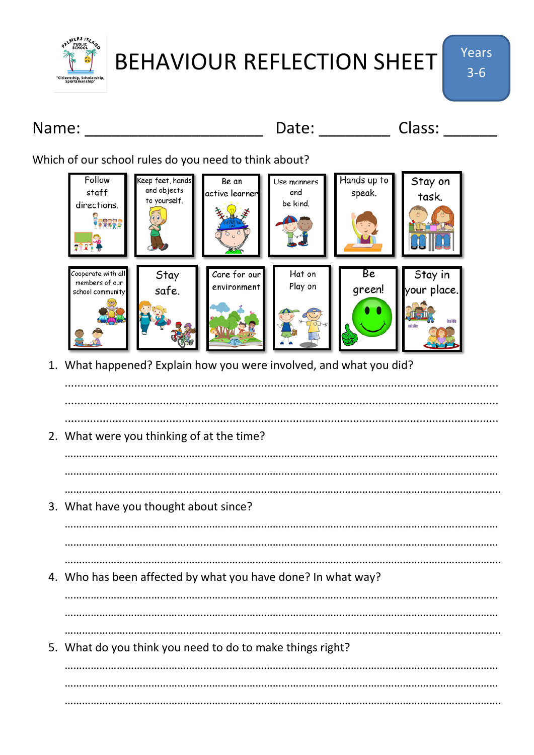PALMERS ISLAND PUBLIC SCHOOL
"Citizenship, Scholarship, Sportsmanship"

# BEHAVIOUR REFLECTION SHEET

Years 3-6

Name: ____________________ Date: ________ Class: ______

Which of our school rules do you need to think about?

Follow staff directions.

Keep feet, hands and objects to yourself.

Be an active learner

Use manners and be kind.

Hands up to speak.

Stay on task.

Cooperate with all members of our school community

Stay safe.

Care for our environment

Hat on Play on

Be green!

Stay in your place.

1. What happened? Explain how you were involved, and what you did?

.....................................................................................................................

.....................................................................................................................

.....................................................................................................................

2. What were you thinking of at the time?

.....................................................................................................................

.....................................................................................................................

.....................................................................................................................

3. What have you thought about since?

.....................................................................................................................

.....................................................................................................................

.....................................................................................................................

4. Who has been affected by what you have done? In what way?

.....................................................................................................................

.....................................................................................................................

.....................................................................................................................

5. What do you think you need to do to make things right?

.....................................................................................................................

.....................................................................................................................

.....................................................................................................................